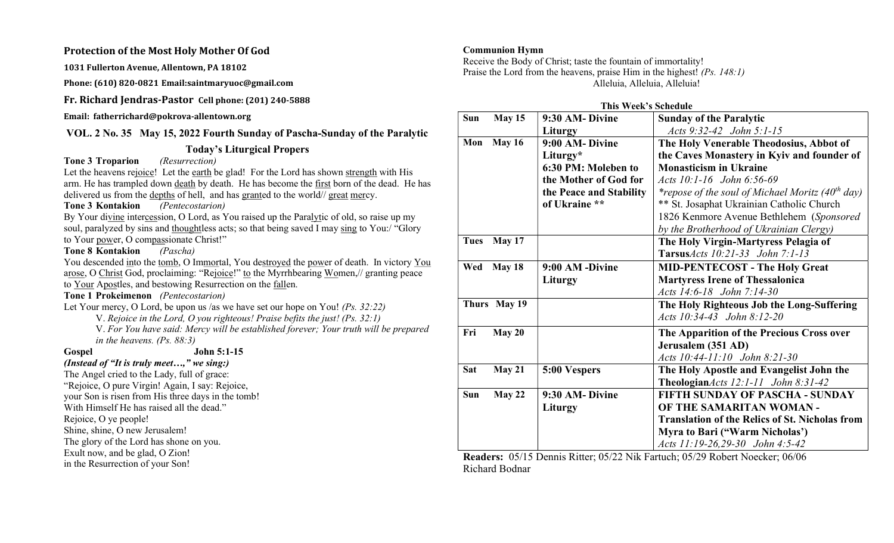## Protection of the Most Holy Mother Of God

**1031 Fullerton Avenue, Allentown, PA 18102**

**Phone: (610) 820-0821 Email:saintmaryuoc@gmail.com**

**Fr. Richard Jendras-Pastor Cell phone: (201) 240-5888**

**Email: fatherrichard@pokrova-allentown.org**

**VOL. 2 No. 35 May 15, 2022 Fourth Sunday of Pascha-Sunday of the Paralytic**

### Today's Liturgical Propers

**Tone 3 Troparion** *(Resurrection)*

Let the heavens rejoice! Let the earth be glad! For the Lord has shown strength with His arm. He has trampled down death by death. He has become the first born of the dead. He has delivered us from the depths of hell, and has granted to the world// great mercy.

**Tone 3 Kontakion** *(Pentecostarion)*

By Your divine intercession, O Lord, as You raised up the Paralytic of old, so raise up my soul, paralyzed by sins and thoughtless acts; so that being saved I may sing to You:/ "Glory to Your power, O compassionate Christ!"

**Tone 8 Kontakion** *(Pascha)*

You descended into the tomb, O Immortal, You destroyed the power of death. In victory You arose, O Christ God, proclaiming: "Rejoice!" to the Myrrhbearing Women,// granting peace to Your Apostles, and bestowing Resurrection on the fallen.

**Tone 1 Prokeimenon** *(Pentecostarion)*

Let Your mercy, O Lord, be upon us /as we have set our hope on You! *(Ps. 32:22)*

V. *Rejoice in the Lord, O you righteous! Praise befits the just! (Ps. 32:1)*

V. *For You have said: Mercy will be established forever; Your truth will be prepared in the heavens. (Ps. 88:3)*

**Gospel** **John 5:1-15**

***(Instead of "It is truly meet…," we sing:)***

The Angel cried to the Lady, full of grace:
"Rejoice, O pure Virgin! Again, I say: Rejoice,
your Son is risen from His three days in the tomb!
With Himself He has raised all the dead."
Rejoice, O ye people!
Shine, shine, O new Jerusalem!
The glory of the Lord has shone on you.
Exult now, and be glad, O Zion!
in the Resurrection of your Son!

**Communion Hymn**

Receive the Body of Christ; taste the fountain of immortality!
Praise the Lord from the heavens, praise Him in the highest! *(Ps. 148:1)*
Alleluia, Alleluia, Alleluia!

**This Week's Schedule**

| | | |
|---|---|---|
| **Sun May 15** | **9:30 AM- Divine Liturgy** | **Sunday of the Paralytic** *Acts 9:32-42 John 5:1-15* |
| **Mon May 16** | **9:00 AM- Divine Liturgy\*** **6:30 PM: Moleben to the Mother of God for the Peace and Stability of Ukraine \*\*** | **The Holy Venerable Theodosius, Abbot of the Caves Monastery in Kyiv and founder of Monasticism in Ukraine** *Acts 10:1-16 John 6:56-69* *\*repose of the soul of Michael Moritz (40th day)* \*\* St. Josaphat Ukrainian Catholic Church 1826 Kenmore Avenue Bethlehem (*Sponsored by the Brotherhood of Ukrainian Clergy)* |
| **Tues May 17** | | **The Holy Virgin-Martyress Pelagia of Tarsus***Acts 10:21-33 John 7:1-13* |
| **Wed May 18** | **9:00 AM -Divine Liturgy** | **MID-PENTECOST - The Holy Great Martyress Irene of Thessalonica** *Acts 14:6-18 John 7:14-30* |
| **Thurs May 19** | | **The Holy Righteous Job the Long-Suffering** *Acts 10:34-43 John 8:12-20* |
| **Fri May 20** | | **The Apparition of the Precious Cross over Jerusalem (351 AD)** *Acts 10:44-11:10 John 8:21-30* |
| **Sat May 21** | **5:00 Vespers** | **The Holy Apostle and Evangelist John the Theologian***Acts 12:1-11 John 8:31-42* |
| **Sun May 22** | **9:30 AM- Divine Liturgy** | **FIFTH SUNDAY OF PASCHA - SUNDAY OF THE SAMARITAN WOMAN - Translation of the Relics of St. Nicholas from Myra to Bari ("Warm Nicholas')** *Acts 11:19-26,29-30 John 4:5-42* |

**Readers:** 05/15 Dennis Ritter; 05/22 Nik Fartuch; 05/29 Robert Noecker; 06/06 Richard Bodnar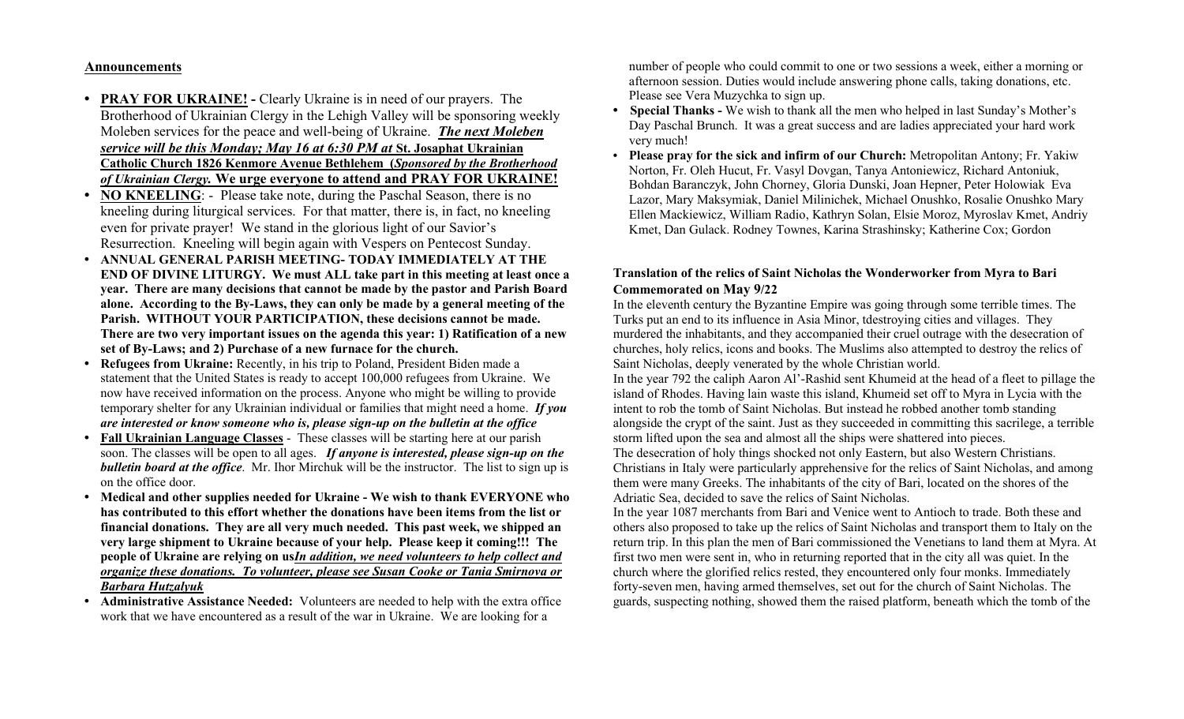## Announcements

- **PRAY FOR UKRAINE! -** Clearly Ukraine is in need of our prayers. The Brotherhood of Ukrainian Clergy in the Lehigh Valley will be sponsoring weekly Moleben services for the peace and well-being of Ukraine. ***The next Moleben service will be this Monday; May 16 at 6:30 PM at* St. Josaphat Ukrainian Catholic Church 1826 Kenmore Avenue Bethlehem (*Sponsored by the Brotherhood of Ukrainian Clergy.* We urge everyone to attend and PRAY FOR UKRAINE!**
- **NO KNEELING**: - Please take note, during the Paschal Season, there is no kneeling during liturgical services. For that matter, there is, in fact, no kneeling even for private prayer! We stand in the glorious light of our Savior's Resurrection. Kneeling will begin again with Vespers on Pentecost Sunday.
- **ANNUAL GENERAL PARISH MEETING- TODAY IMMEDIATELY AT THE END OF DIVINE LITURGY. We must ALL take part in this meeting at least once a year. There are many decisions that cannot be made by the pastor and Parish Board alone. According to the By-Laws, they can only be made by a general meeting of the Parish. WITHOUT YOUR PARTICIPATION, these decisions cannot be made. There are two very important issues on the agenda this year: 1) Ratification of a new set of By-Laws; and 2) Purchase of a new furnace for the church.**
- **Refugees from Ukraine:** Recently, in his trip to Poland, President Biden made a statement that the United States is ready to accept 100,000 refugees from Ukraine. We now have received information on the process. Anyone who might be willing to provide temporary shelter for any Ukrainian individual or families that might need a home. ***If you are interested or know someone who is, please sign-up on the bulletin at the office***
- **Fall Ukrainian Language Classes** - These classes will be starting here at our parish soon. The classes will be open to all ages. ***If anyone is interested, please sign-up on the bulletin board at the office***. Mr. Ihor Mirchuk will be the instructor. The list to sign up is on the office door.
- **Medical and other supplies needed for Ukraine - We wish to thank EVERYONE who has contributed to this effort whether the donations have been items from the list or financial donations. They are all very much needed. This past week, we shipped an very large shipment to Ukraine because of your help. Please keep it coming!!! The people of Ukraine are relying on us*In addition, we need volunteers to help collect and organize these donations. To volunteer, please see Susan Cooke or Tania Smirnova or Barbara Hutzalyuk***
- **Administrative Assistance Needed:** Volunteers are needed to help with the extra office work that we have encountered as a result of the war in Ukraine. We are looking for a number of people who could commit to one or two sessions a week, either a morning or afternoon session. Duties would include answering phone calls, taking donations, etc. Please see Vera Muzychka to sign up.
- **Special Thanks -** We wish to thank all the men who helped in last Sunday's Mother's Day Paschal Brunch. It was a great success and are ladies appreciated your hard work very much!
- **Please pray for the sick and infirm of our Church:** Metropolitan Antony; Fr. Yakiw Norton, Fr. Oleh Hucut, Fr. Vasyl Dovgan, Tanya Antoniewicz, Richard Antoniuk, Bohdan Baranczyk, John Chorney, Gloria Dunski, Joan Hepner, Peter Holowiak Eva Lazor, Mary Maksymiak, Daniel Milinichek, Michael Onushko, Rosalie Onushko Mary Ellen Mackiewicz, William Radio, Kathryn Solan, Elsie Moroz, Myroslav Kmet, Andriy Kmet, Dan Gulack. Rodney Townes, Karina Strashinsky; Katherine Cox; Gordon

**Translation of the relics of Saint Nicholas the Wonderworker from Myra to Bari Commemorated on May 9/22**

In the eleventh century the Byzantine Empire was going through some terrible times. The Turks put an end to its influence in Asia Minor, tdestroying cities and villages. They murdered the inhabitants, and they accompanied their cruel outrage with the desecration of churches, holy relics, icons and books. The Muslims also attempted to destroy the relics of Saint Nicholas, deeply venerated by the whole Christian world.

In the year 792 the caliph Aaron Al'-Rashid sent Khumeid at the head of a fleet to pillage the island of Rhodes. Having lain waste this island, Khumeid set off to Myra in Lycia with the intent to rob the tomb of Saint Nicholas. But instead he robbed another tomb standing alongside the crypt of the saint. Just as they succeeded in committing this sacrilege, a terrible storm lifted upon the sea and almost all the ships were shattered into pieces.

The desecration of holy things shocked not only Eastern, but also Western Christians. Christians in Italy were particularly apprehensive for the relics of Saint Nicholas, and among them were many Greeks. The inhabitants of the city of Bari, located on the shores of the Adriatic Sea, decided to save the relics of Saint Nicholas.

In the year 1087 merchants from Bari and Venice went to Antioch to trade. Both these and others also proposed to take up the relics of Saint Nicholas and transport them to Italy on the return trip. In this plan the men of Bari commissioned the Venetians to land them at Myra. At first two men were sent in, who in returning reported that in the city all was quiet. In the church where the glorified relics rested, they encountered only four monks. Immediately forty-seven men, having armed themselves, set out for the church of Saint Nicholas. The guards, suspecting nothing, showed them the raised platform, beneath which the tomb of the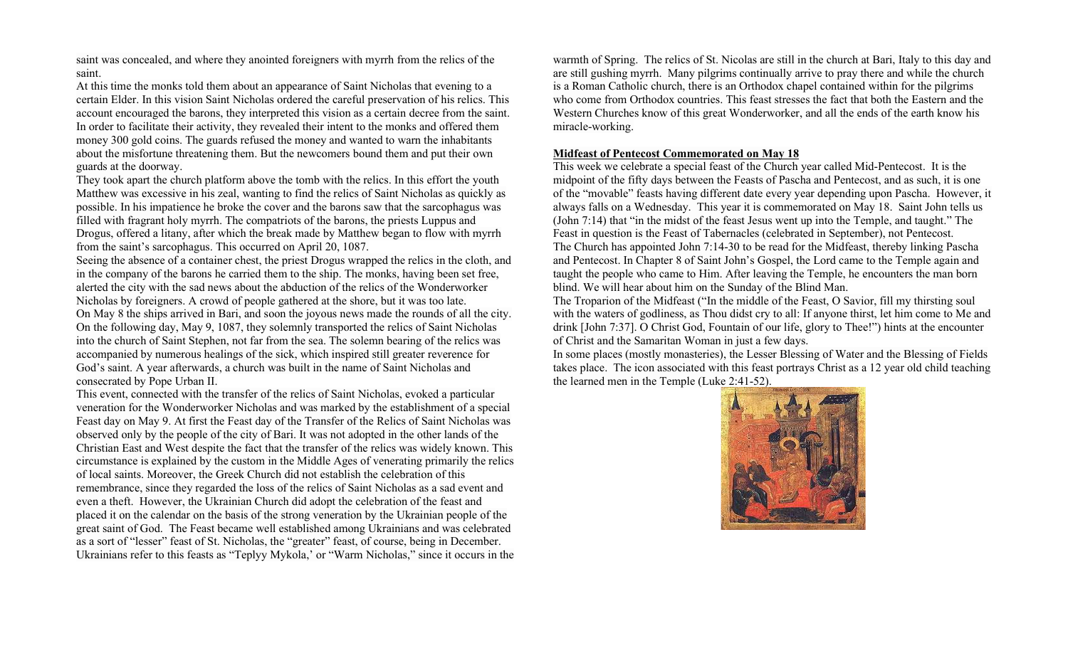saint was concealed, and where they anointed foreigners with myrrh from the relics of the saint.

At this time the monks told them about an appearance of Saint Nicholas that evening to a certain Elder. In this vision Saint Nicholas ordered the careful preservation of his relics. This account encouraged the barons, they interpreted this vision as a certain decree from the saint. In order to facilitate their activity, they revealed their intent to the monks and offered them money 300 gold coins. The guards refused the money and wanted to warn the inhabitants about the misfortune threatening them. But the newcomers bound them and put their own guards at the doorway.

They took apart the church platform above the tomb with the relics. In this effort the youth Matthew was excessive in his zeal, wanting to find the relics of Saint Nicholas as quickly as possible. In his impatience he broke the cover and the barons saw that the sarcophagus was filled with fragrant holy myrrh. The compatriots of the barons, the priests Luppus and Drogus, offered a litany, after which the break made by Matthew began to flow with myrrh from the saint's sarcophagus. This occurred on April 20, 1087.

Seeing the absence of a container chest, the priest Drogus wrapped the relics in the cloth, and in the company of the barons he carried them to the ship. The monks, having been set free, alerted the city with the sad news about the abduction of the relics of the Wonderworker Nicholas by foreigners. A crowd of people gathered at the shore, but it was too late.

On May 8 the ships arrived in Bari, and soon the joyous news made the rounds of all the city. On the following day, May 9, 1087, they solemnly transported the relics of Saint Nicholas into the church of Saint Stephen, not far from the sea. The solemn bearing of the relics was accompanied by numerous healings of the sick, which inspired still greater reverence for God's saint. A year afterwards, a church was built in the name of Saint Nicholas and consecrated by Pope Urban II.

This event, connected with the transfer of the relics of Saint Nicholas, evoked a particular veneration for the Wonderworker Nicholas and was marked by the establishment of a special Feast day on May 9. At first the Feast day of the Transfer of the Relics of Saint Nicholas was observed only by the people of the city of Bari. It was not adopted in the other lands of the Christian East and West despite the fact that the transfer of the relics was widely known. This circumstance is explained by the custom in the Middle Ages of venerating primarily the relics of local saints. Moreover, the Greek Church did not establish the celebration of this remembrance, since they regarded the loss of the relics of Saint Nicholas as a sad event and even a theft. However, the Ukrainian Church did adopt the celebration of the feast and placed it on the calendar on the basis of the strong veneration by the Ukrainian people of the great saint of God. The Feast became well established among Ukrainians and was celebrated as a sort of "lesser" feast of St. Nicholas, the "greater" feast, of course, being in December. Ukrainians refer to this feasts as "Teplyy Mykola,' or "Warm Nicholas," since it occurs in the warmth of Spring. The relics of St. Nicolas are still in the church at Bari, Italy to this day and are still gushing myrrh. Many pilgrims continually arrive to pray there and while the church is a Roman Catholic church, there is an Orthodox chapel contained within for the pilgrims who come from Orthodox countries. This feast stresses the fact that both the Eastern and the Western Churches know of this great Wonderworker, and all the ends of the earth know his miracle-working.

## Midfeast of Pentecost Commemorated on May 18

This week we celebrate a special feast of the Church year called Mid-Pentecost. It is the midpoint of the fifty days between the Feasts of Pascha and Pentecost, and as such, it is one of the "movable" feasts having different date every year depending upon Pascha. However, it always falls on a Wednesday. This year it is commemorated on May 18. Saint John tells us (John 7:14) that "in the midst of the feast Jesus went up into the Temple, and taught." The Feast in question is the Feast of Tabernacles (celebrated in September), not Pentecost.

The Church has appointed John 7:14-30 to be read for the Midfeast, thereby linking Pascha and Pentecost. In Chapter 8 of Saint John's Gospel, the Lord came to the Temple again and taught the people who came to Him. After leaving the Temple, he encounters the man born blind. We will hear about him on the Sunday of the Blind Man.

The Troparion of the Midfeast ("In the middle of the Feast, O Savior, fill my thirsting soul with the waters of godliness, as Thou didst cry to all: If anyone thirst, let him come to Me and drink [John 7:37]. O Christ God, Fountain of our life, glory to Thee!") hints at the encounter of Christ and the Samaritan Woman in just a few days.

In some places (mostly monasteries), the Lesser Blessing of Water and the Blessing of Fields takes place. The icon associated with this feast portrays Christ as a 12 year old child teaching the learned men in the Temple (Luke 2:41-52).